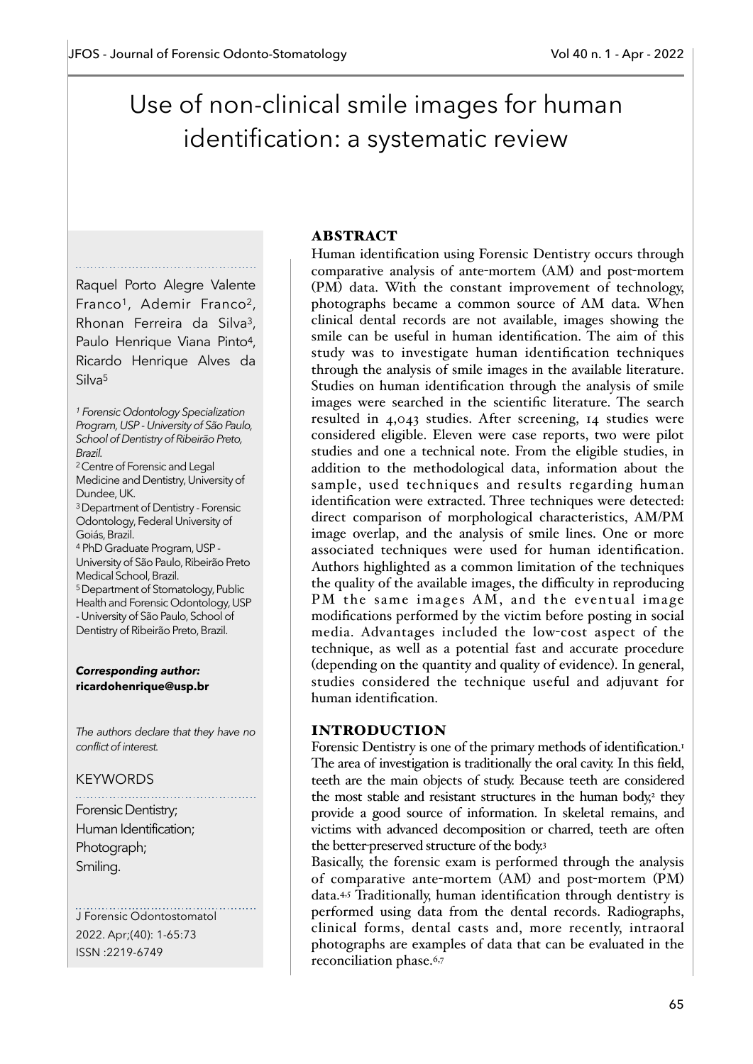# Use of non-clinical smile images for human identification: a systematic review

Raquel Porto Alegre Valente Franco[1], Ademir Franco[2], Rhonan Ferreira da Silva[3], Paulo Henrique Viana Pinto[4], Ricardo Henrique Alves da Silva[5]

*[1] Forensic Odontology Specialization Program, USP - University of São Paulo, School of Dentistry of Ribeirão Preto, Brazil.*
[2] Centre of Forensic and Legal Medicine and Dentistry, University of Dundee, UK.
[3] Department of Dentistry - Forensic Odontology, Federal University of Goiás, Brazil.
[4] PhD Graduate Program, USP - University of São Paulo, Ribeirão Preto Medical School, Brazil.
[5] Department of Stomatology, Public Health and Forensic Odontology, USP - University of São Paulo, School of Dentistry of Ribeirão Preto, Brazil.

***Corresponding author:***
**ricardohenrique@usp.br**

*The authors declare that they have no conflict of interest.*

KEYWORDS

Forensic Dentistry;
Human Identification;
Photograph;
Smiling.

J Forensic Odontostomatol 2022. Apr;(40): 1-65:73
ISSN :2219-6749

## ABSTRACT

Human identification using Forensic Dentistry occurs through comparative analysis of ante-mortem (AM) and post-mortem (PM) data. With the constant improvement of technology, photographs became a common source of AM data. When clinical dental records are not available, images showing the smile can be useful in human identification. The aim of this study was to investigate human identification techniques through the analysis of smile images in the available literature. Studies on human identification through the analysis of smile images were searched in the scientific literature. The search resulted in 4,043 studies. After screening, 14 studies were considered eligible. Eleven were case reports, two were pilot studies and one a technical note. From the eligible studies, in addition to the methodological data, information about the sample, used techniques and results regarding human identification were extracted. Three techniques were detected: direct comparison of morphological characteristics, AM/PM image overlap, and the analysis of smile lines. One or more associated techniques were used for human identification. Authors highlighted as a common limitation of the techniques the quality of the available images, the difficulty in reproducing PM the same images AM, and the eventual image modifications performed by the victim before posting in social media. Advantages included the low-cost aspect of the technique, as well as a potential fast and accurate procedure (depending on the quantity and quality of evidence). In general, studies considered the technique useful and adjuvant for human identification.

## INTRODUCTION

Forensic Dentistry is one of the primary methods of identification.[1] The area of investigation is traditionally the oral cavity. In this field, teeth are the main objects of study. Because teeth are considered the most stable and resistant structures in the human body,[2] they provide a good source of information. In skeletal remains, and victims with advanced decomposition or charred, teeth are often the better-preserved structure of the body.[3]

Basically, the forensic exam is performed through the analysis of comparative ante-mortem (AM) and post-mortem (PM) data.[4,5] Traditionally, human identification through dentistry is performed using data from the dental records. Radiographs, clinical forms, dental casts and, more recently, intraoral photographs are examples of data that can be evaluated in the reconciliation phase.[6,7]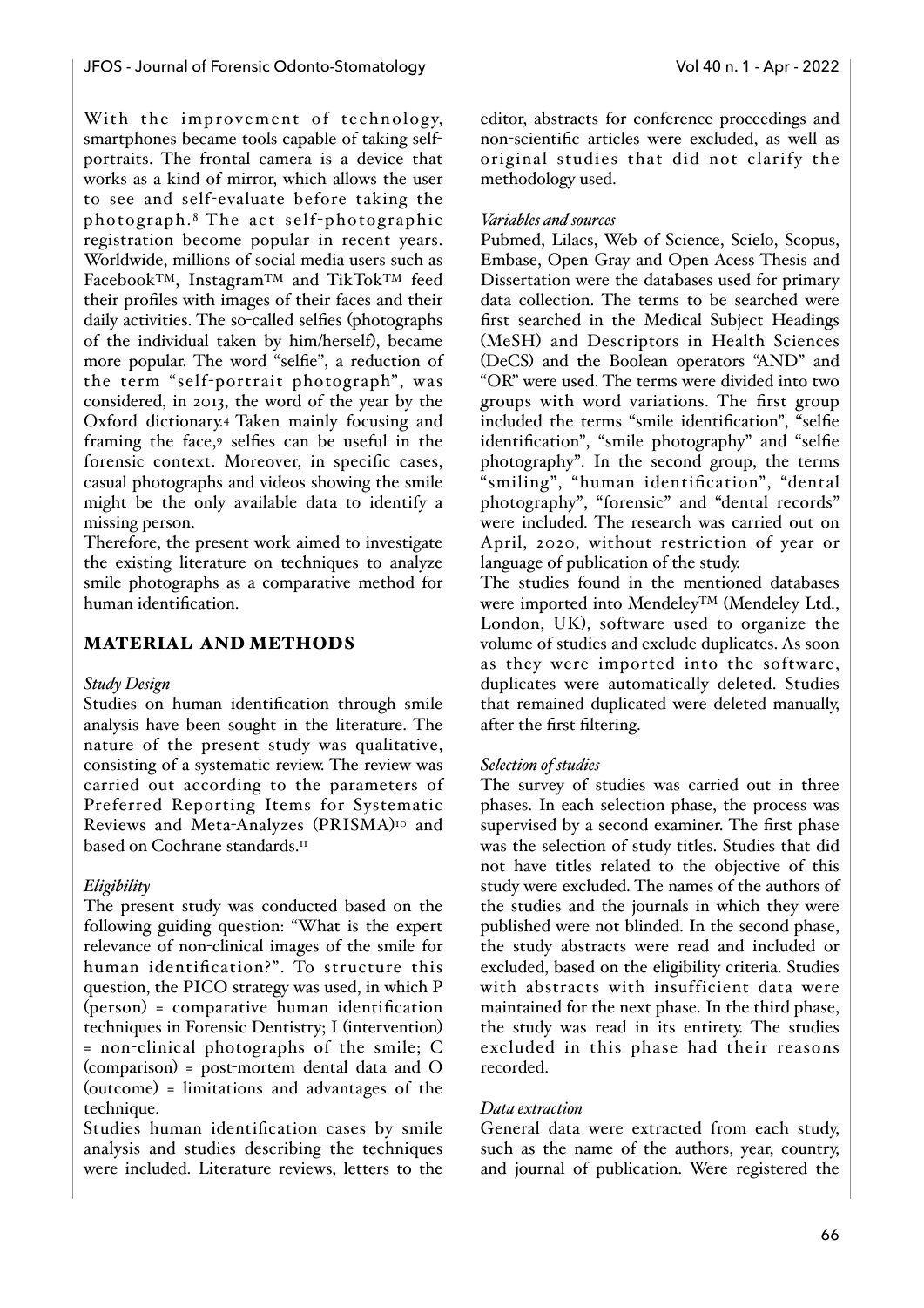With the improvement of technology, smartphones became tools capable of taking self-portraits. The frontal camera is a device that works as a kind of mirror, which allows the user to see and self-evaluate before taking the photograph.[8] The act self-photographic registration become popular in recent years. Worldwide, millions of social media users such as Facebook™, Instagram™ and TikTok™ feed their profiles with images of their faces and their daily activities. The so-called selfies (photographs of the individual taken by him/herself), became more popular. The word "selfie", a reduction of the term "self-portrait photograph", was considered, in 2013, the word of the year by the Oxford dictionary.[4] Taken mainly focusing and framing the face,[9] selfies can be useful in the forensic context. Moreover, in specific cases, casual photographs and videos showing the smile might be the only available data to identify a missing person.

Therefore, the present work aimed to investigate the existing literature on techniques to analyze smile photographs as a comparative method for human identification.

## MATERIAL AND METHODS

### *Study Design*

Studies on human identification through smile analysis have been sought in the literature. The nature of the present study was qualitative, consisting of a systematic review. The review was carried out according to the parameters of Preferred Reporting Items for Systematic Reviews and Meta-Analyzes (PRISMA)[10] and based on Cochrane standards.[11]

### *Eligibility*

The present study was conducted based on the following guiding question: "What is the expert relevance of non-clinical images of the smile for human identification?". To structure this question, the PICO strategy was used, in which P (person) = comparative human identification techniques in Forensic Dentistry; I (intervention) = non-clinical photographs of the smile; C (comparison) = post-mortem dental data and O (outcome) = limitations and advantages of the technique.

Studies human identification cases by smile analysis and studies describing the techniques were included. Literature reviews, letters to the editor, abstracts for conference proceedings and non-scientific articles were excluded, as well as original studies that did not clarify the methodology used.

### *Variables and sources*

Pubmed, Lilacs, Web of Science, Scielo, Scopus, Embase, Open Gray and Open Acess Thesis and Dissertation were the databases used for primary data collection. The terms to be searched were first searched in the Medical Subject Headings (MeSH) and Descriptors in Health Sciences (DeCS) and the Boolean operators "AND" and "OR" were used. The terms were divided into two groups with word variations. The first group included the terms "smile identification", "selfie identification", "smile photography" and "selfie photography". In the second group, the terms "smiling", "human identification", "dental photography", "forensic" and "dental records" were included. The research was carried out on April, 2020, without restriction of year or language of publication of the study.

The studies found in the mentioned databases were imported into Mendeley™ (Mendeley Ltd., London, UK), software used to organize the volume of studies and exclude duplicates. As soon as they were imported into the software, duplicates were automatically deleted. Studies that remained duplicated were deleted manually, after the first filtering.

### *Selection of studies*

The survey of studies was carried out in three phases. In each selection phase, the process was supervised by a second examiner. The first phase was the selection of study titles. Studies that did not have titles related to the objective of this study were excluded. The names of the authors of the studies and the journals in which they were published were not blinded. In the second phase, the study abstracts were read and included or excluded, based on the eligibility criteria. Studies with abstracts with insufficient data were maintained for the next phase. In the third phase, the study was read in its entirety. The studies excluded in this phase had their reasons recorded.

### *Data extraction*

General data were extracted from each study, such as the name of the authors, year, country, and journal of publication. Were registered the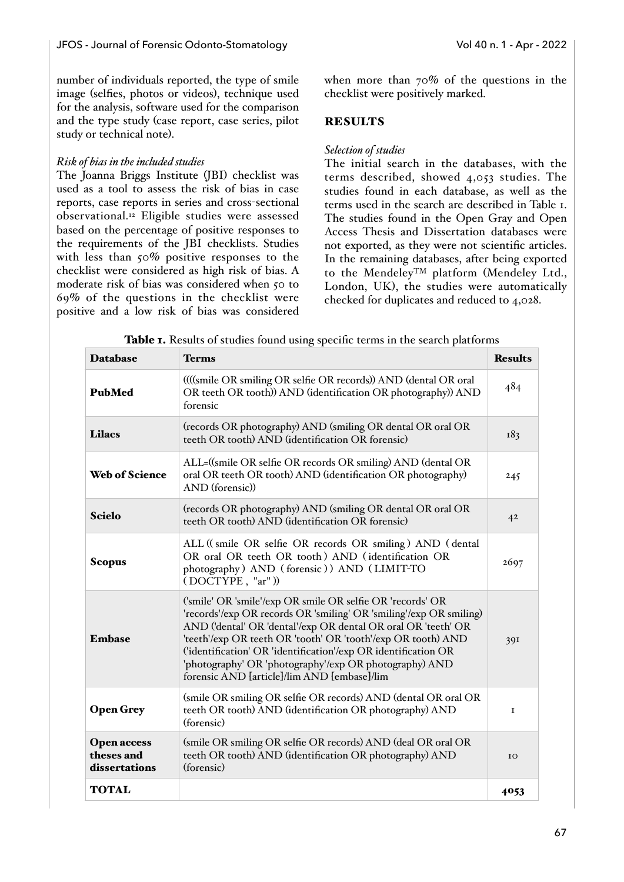number of individuals reported, the type of smile image (selfies, photos or videos), technique used for the analysis, software used for the comparison and the type study (case report, case series, pilot study or technical note).

### *Risk of bias in the included studies*

The Joanna Briggs Institute (JBI) checklist was used as a tool to assess the risk of bias in case reports, case reports in series and cross-sectional observational.[12] Eligible studies were assessed based on the percentage of positive responses to the requirements of the JBI checklists. Studies with less than 50% positive responses to the checklist were considered as high risk of bias. A moderate risk of bias was considered when 50 to 69% of the questions in the checklist were positive and a low risk of bias was considered when more than 70% of the questions in the checklist were positively marked.

## RESULTS

### *Selection of studies*

The initial search in the databases, with the terms described, showed 4,053 studies. The studies found in each database, as well as the terms used in the search are described in Table 1. The studies found in the Open Gray and Open Access Thesis and Dissertation databases were not exported, as they were not scientific articles. In the remaining databases, after being exported to the Mendeley™ platform (Mendeley Ltd., London, UK), the studies were automatically checked for duplicates and reduced to 4,028.

**Table 1.** Results of studies found using specific terms in the search platforms

| Database | Terms | Results |
|---|---|---|
| **PubMed** | ((((smile OR smiling OR selfie OR records)) AND (dental OR oral OR teeth OR tooth)) AND (identification OR photography)) AND forensic | 484 |
| **Lilacs** | (records OR photography) AND (smiling OR dental OR oral OR teeth OR tooth) AND (identification OR forensic) | 183 |
| **Web of Science** | ALL=((smile OR selfie OR records OR smiling) AND (dental OR oral OR teeth OR tooth) AND (identification OR photography) AND (forensic)) | 245 |
| **Scielo** | (records OR photography) AND (smiling OR dental OR oral OR teeth OR tooth) AND (identification OR forensic) | 42 |
| **Scopus** | ALL (( smile OR selfie OR records OR smiling ) AND ( dental OR oral OR teeth OR tooth ) AND ( identification OR photography ) AND ( forensic ) ) AND ( LIMIT-TO ( DOCTYPE , "ar" )) | 2697 |
| **Embase** | ('smile' OR 'smile'/exp OR smile OR selfie OR 'records' OR 'records'/exp OR records OR 'smiling' OR 'smiling'/exp OR smiling) AND ('dental' OR 'dental'/exp OR dental OR oral OR 'teeth' OR 'teeth'/exp OR teeth OR 'tooth' OR 'tooth'/exp OR tooth) AND ('identification' OR 'identification'/exp OR identification OR 'photography' OR 'photography'/exp OR photography) AND forensic AND [article]/lim AND [embase]/lim | 391 |
| **Open Grey** | (smile OR smiling OR selfie OR records) AND (dental OR oral OR teeth OR tooth) AND (identification OR photography) AND (forensic) | 1 |
| **Open access theses and dissertations** | (smile OR smiling OR selfie OR records) AND (deal OR oral OR teeth OR tooth) AND (identification OR photography) AND (forensic) | 10 |
| **TOTAL** | | **4053** |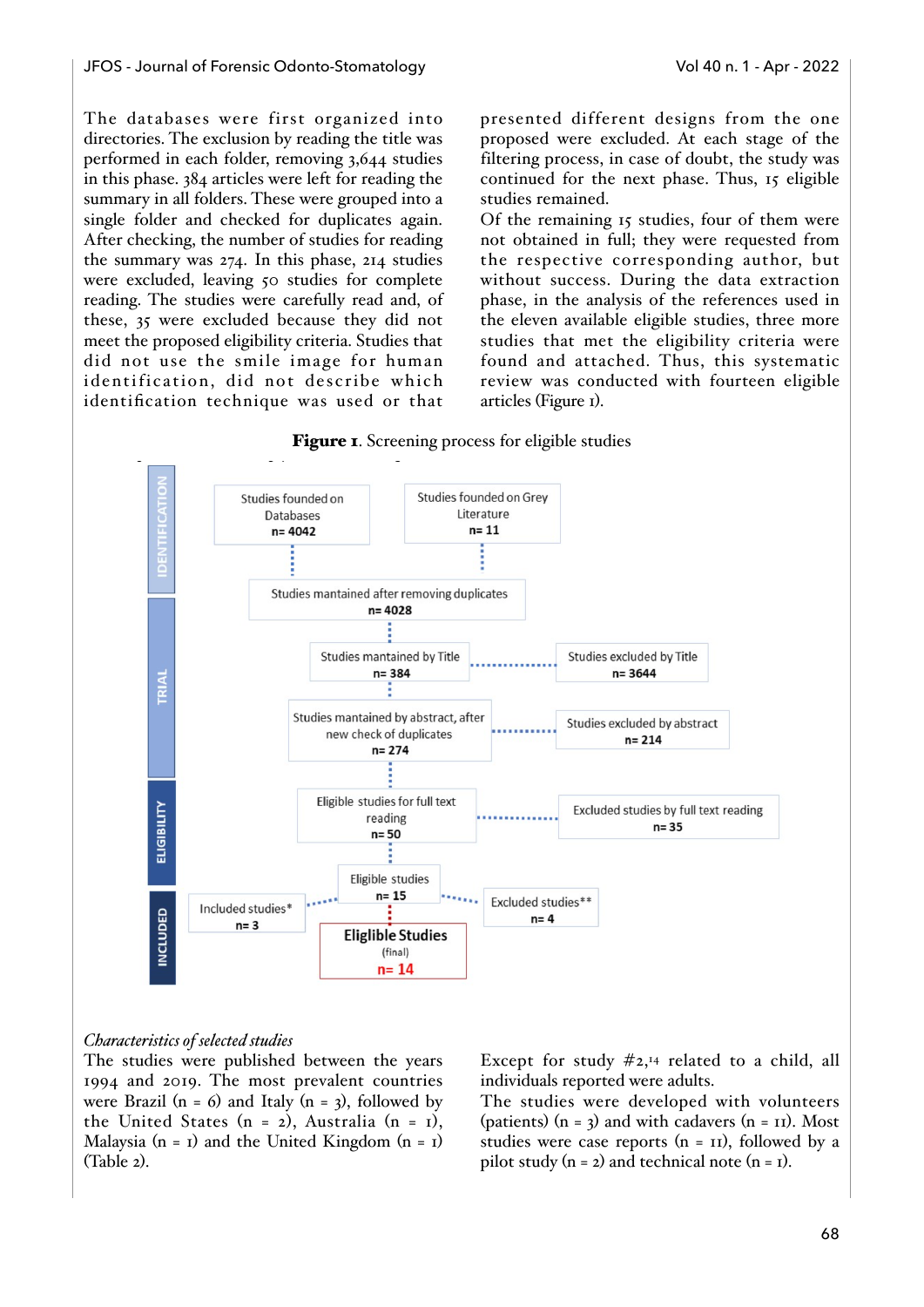The databases were first organized into directories. The exclusion by reading the title was performed in each folder, removing 3,644 studies in this phase. 384 articles were left for reading the summary in all folders. These were grouped into a single folder and checked for duplicates again. After checking, the number of studies for reading the summary was 274. In this phase, 214 studies were excluded, leaving 50 studies for complete reading. The studies were carefully read and, of these, 35 were excluded because they did not meet the proposed eligibility criteria. Studies that did not use the smile image for human identification, did not describe which identification technique was used or that presented different designs from the one proposed were excluded. At each stage of the filtering process, in case of doubt, the study was continued for the next phase. Thus, 15 eligible studies remained.

Of the remaining 15 studies, four of them were not obtained in full; they were requested from the respective corresponding author, but without success. During the data extraction phase, in the analysis of the references used in the eleven available eligible studies, three more studies that met the eligibility criteria were found and attached. Thus, this systematic review was conducted with fourteen eligible articles (Figure 1).

**Figure 1**. Screening process for eligible studies

IDENTIFICATION
- Studies founded on Databases n= 4042
- Studies founded on Grey Literature n= 11
- Studies mantained after removing duplicates n= 4028

TRIAL
- Studies mantained by Title n= 384 → Studies excluded by Title n= 3644
- Studies mantained by abstract, after new check of duplicates n= 274 → Studies excluded by abstract n= 214

ELIGIBILITY
- Eligible studies for full text reading n= 50 → Excluded studies by full text reading n= 35
- Eligible studies n= 15 → Excluded studies** n= 4

INCLUDED
- Included studies* n= 3
- Eligible Studies (final) n= 14

*Characteristics of selected studies*

The studies were published between the years 1994 and 2019. The most prevalent countries were Brazil (n = 6) and Italy (n = 3), followed by the United States (n = 2), Australia (n = 1), Malaysia (n = 1) and the United Kingdom (n = 1) (Table 2).

Except for study #2,[14] related to a child, all individuals reported were adults.

The studies were developed with volunteers (patients) (n = 3) and with cadavers (n = 11). Most studies were case reports (n = 11), followed by a pilot study (n = 2) and technical note (n = 1).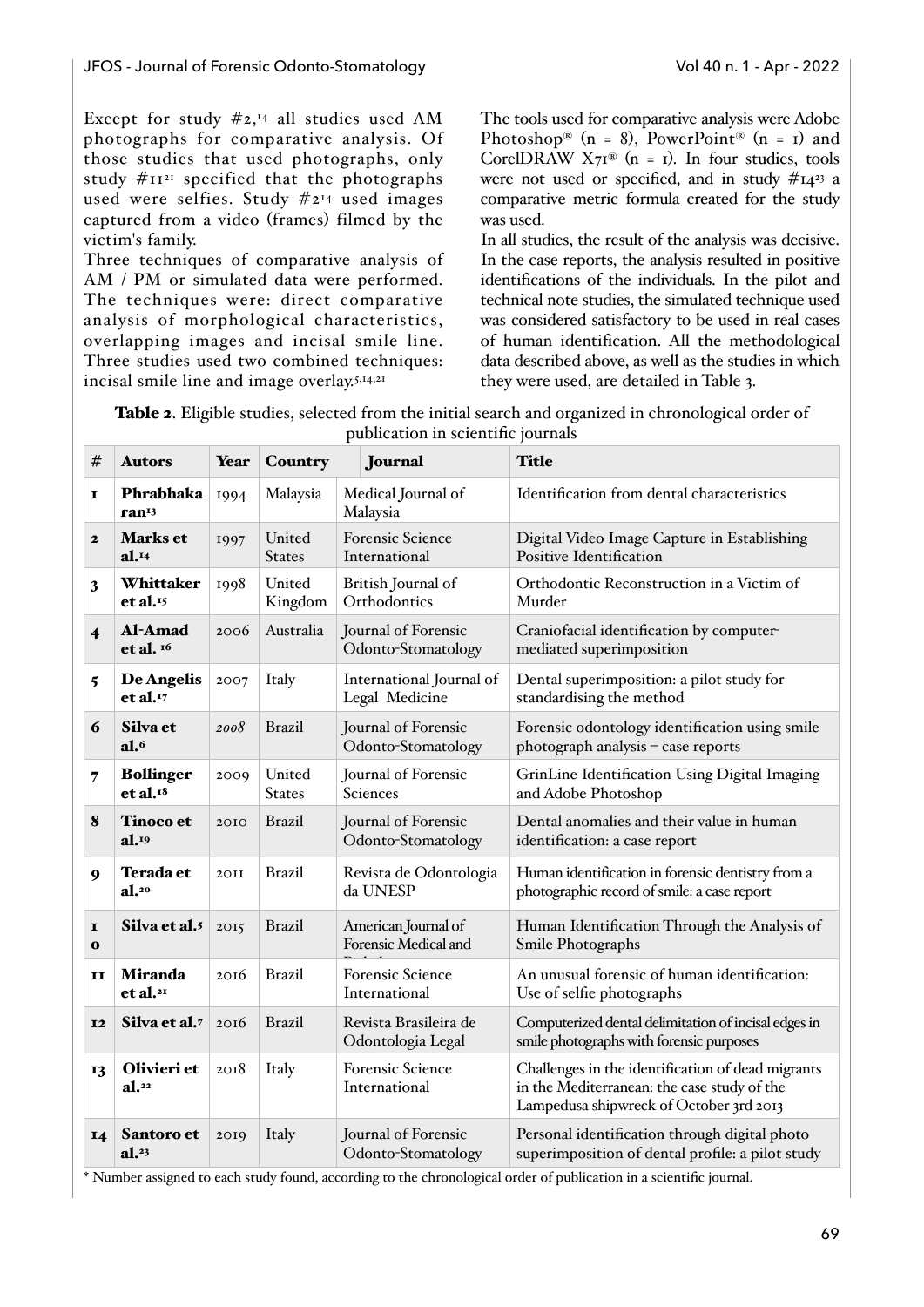Except for study #2,[14] all studies used AM photographs for comparative analysis. Of those studies that used photographs, only study #11[21] specified that the photographs used were selfies. Study #2[14] used images captured from a video (frames) filmed by the victim's family.

Three techniques of comparative analysis of AM / PM or simulated data were performed. The techniques were: direct comparative analysis of morphological characteristics, overlapping images and incisal smile line. Three studies used two combined techniques: incisal smile line and image overlay.[5,14,21]

The tools used for comparative analysis were Adobe Photoshop® (n = 8), PowerPoint® (n = 1) and CorelDRAW X7I® (n = 1). In four studies, tools were not used or specified, and in study #14[23] a comparative metric formula created for the study was used.

In all studies, the result of the analysis was decisive. In the case reports, the analysis resulted in positive identifications of the individuals. In the pilot and technical note studies, the simulated technique used was considered satisfactory to be used in real cases of human identification. All the methodological data described above, as well as the studies in which they were used, are detailed in Table 3.

**Table 2**. Eligible studies, selected from the initial search and organized in chronological order of publication in scientific journals

| # | Autors | Year | Country | Journal | Title |
|---|---|---|---|---|---|
| 1 | **Phrabhakaran**[13] | 1994 | Malaysia | Medical Journal of Malaysia | Identification from dental characteristics |
| 2 | **Marks et al.**[14] | 1997 | United States | Forensic Science International | Digital Video Image Capture in Establishing Positive Identification |
| 3 | **Whittaker et al.**[15] | 1998 | United Kingdom | British Journal of Orthodontics | Orthodontic Reconstruction in a Victim of Murder |
| 4 | **Al-Amad et al.** [16] | 2006 | Australia | Journal of Forensic Odonto-Stomatology | Craniofacial identification by computer-mediated superimposition |
| 5 | **De Angelis et al.**[17] | 2007 | Italy | International Journal of Legal Medicine | Dental superimposition: a pilot study for standardising the method |
| 6 | **Silva et al.**[6] | *2008* | Brazil | Journal of Forensic Odonto-Stomatology | Forensic odontology identification using smile photograph analysis – case reports |
| 7 | **Bollinger et al.**[18] | 2009 | United States | Journal of Forensic Sciences | GrinLine Identification Using Digital Imaging and Adobe Photoshop |
| 8 | **Tinoco et al.**[19] | 2010 | Brazil | Journal of Forensic Odonto-Stomatology | Dental anomalies and their value in human identification: a case report |
| 9 | **Terada et al.**[20] | 2011 | Brazil | Revista de Odontologia da UNESP | Human identification in forensic dentistry from a photographic record of smile: a case report |
| 10 | **Silva et al.**[5] | 2015 | Brazil | American Journal of Forensic Medical and Pathology | Human Identification Through the Analysis of Smile Photographs |
| 11 | **Miranda et al.**[21] | 2016 | Brazil | Forensic Science International | An unusual forensic of human identification: Use of selfie photographs |
| 12 | **Silva et al.**[7] | 2016 | Brazil | Revista Brasileira de Odontologia Legal | Computerized dental delimitation of incisal edges in smile photographs with forensic purposes |
| 13 | **Olivieri et al.**[22] | 2018 | Italy | Forensic Science International | Challenges in the identification of dead migrants in the Mediterranean: the case study of the Lampedusa shipwreck of October 3rd 2013 |
| 14 | **Santoro et al.**[23] | 2019 | Italy | Journal of Forensic Odonto-Stomatology | Personal identification through digital photo superimposition of dental profile: a pilot study |

\* Number assigned to each study found, according to the chronological order of publication in a scientific journal.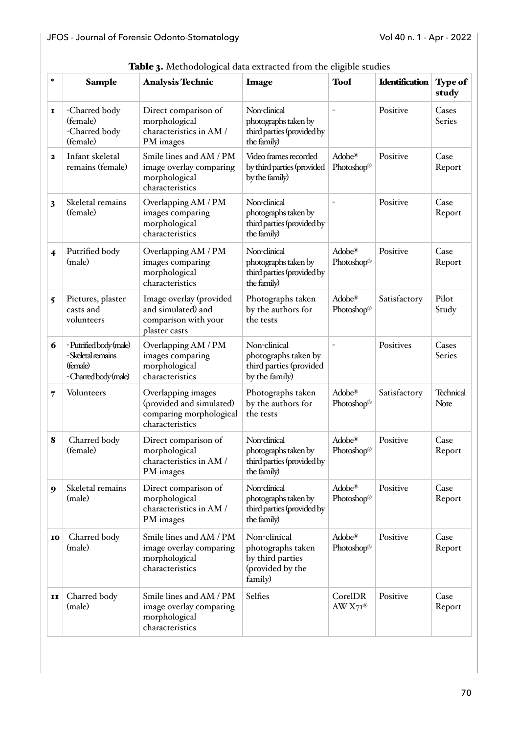**Table 3.** Methodological data extracted from the eligible studies

| * | Sample | Analysis Technic | Image | Tool | Identification | Type of study |
|---|---|---|---|---|---|---|
| 1 | -Charred body (female)<br>-Charred body (female) | Direct comparison of morphological characteristics in AM / PM images | Non-clinical photographs taken by third parties (provided by the family) | - | Positive | Cases Series |
| 2 | Infant skeletal remains (female) | Smile lines and AM / PM image overlay comparing morphological characteristics | Video frames recorded by third parties (provided by the family) | Adobe® Photoshop® | Positive | Case Report |
| 3 | Skeletal remains (female) | Overlapping AM / PM images comparing morphological characteristics | Non-clinical photographs taken by third parties (provided by the family) | - | Positive | Case Report |
| 4 | Putrified body (male) | Overlapping AM / PM images comparing morphological characteristics | Non-clinical photographs taken by third parties (provided by the family) | Adobe® Photoshop® | Positive | Case Report |
| 5 | Pictures, plaster casts and volunteers | Image overlay (provided and simulated) and comparison with your plaster casts | Photographs taken by the authors for the tests | Adobe® Photoshop® | Satisfactory | Pilot Study |
| 6 | -Putrified body (male)<br>-Skeletal remains (female)<br>-Charred body (male) | Overlapping AM / PM images comparing morphological characteristics | Non-clinical photographs taken by third parties (provided by the family) | - | Positives | Cases Series |
| 7 | Volunteers | Overlapping images (provided and simulated) comparing morphological characteristics | Photographs taken by the authors for the tests | Adobe® Photoshop® | Satisfactory | Technical Note |
| 8 | Charred body (female) | Direct comparison of morphological characteristics in AM / PM images | Non-clinical photographs taken by third parties (provided by the family) | Adobe® Photoshop® | Positive | Case Report |
| 9 | Skeletal remains (male) | Direct comparison of morphological characteristics in AM / PM images | Non-clinical photographs taken by third parties (provided by the family) | Adobe® Photoshop® | Positive | Case Report |
| 10 | Charred body (male) | Smile lines and AM / PM image overlay comparing morphological characteristics | Non-clinical photographs taken by third parties (provided by the family) | Adobe® Photoshop® | Positive | Case Report |
| 11 | Charred body (male) | Smile lines and AM / PM image overlay comparing morphological characteristics | Selfies | CorelDR AW X7® | Positive | Case Report |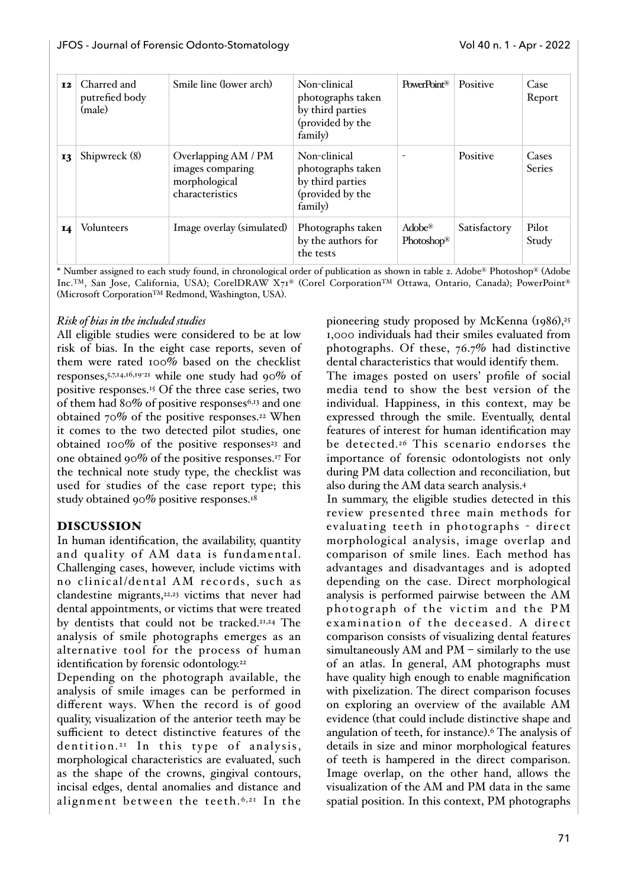| | | | | | | |
|---|---|---|---|---|---|---|
| **12** | Charred and putrefied body (male) | Smile line (lower arch) | Non-clinical photographs taken by third parties (provided by the family) | PowerPoint® | Positive | Case Report |
| **13** | Shipwreck (8) | Overlapping AM / PM images comparing morphological characteristics | Non-clinical photographs taken by third parties (provided by the family) | - | Positive | Cases Series |
| **14** | Volunteers | Image overlay (simulated) | Photographs taken by the authors for the tests | Adobe® Photoshop® | Satisfactory | Pilot Study |

* Number assigned to each study found, in chronological order of publication as shown in table 2. Adobe® Photoshop® (Adobe Inc.™, San Jose, California, USA); CorelDRAW X7® (Corel Corporation™ Ottawa, Ontario, Canada); PowerPoint® (Microsoft Corporation™ Redmond, Washington, USA).

### *Risk of bias in the included studies*

All eligible studies were considered to be at low risk of bias. In the eight case reports, seven of them were rated 100% based on the checklist responses,[5,7,14,16,19-21] while one study had 90% of positive responses.[15] Of the three case series, two of them had 80% of positive responses[6,13] and one obtained 70% of the positive responses.[22] When it comes to the two detected pilot studies, one obtained 100% of the positive responses[23] and one obtained 90% of the positive responses.[17] For the technical note study type, the checklist was used for studies of the case report type; this study obtained 90% positive responses.[18]

## DISCUSSION

In human identification, the availability, quantity and quality of AM data is fundamental. Challenging cases, however, include victims with no clinical/dental AM records, such as clandestine migrants,[22,23] victims that never had dental appointments, or victims that were treated by dentists that could not be tracked.[21,24] The analysis of smile photographs emerges as an alternative tool for the process of human identification by forensic odontology.[22]

Depending on the photograph available, the analysis of smile images can be performed in different ways. When the record is of good quality, visualization of the anterior teeth may be sufficient to detect distinctive features of the dentition.[21] In this type of analysis, morphological characteristics are evaluated, such as the shape of the crowns, gingival contours, incisal edges, dental anomalies and distance and alignment between the teeth.[6,21] In the pioneering study proposed by McKenna (1986),[25] 1,000 individuals had their smiles evaluated from photographs. Of these, 76.7% had distinctive dental characteristics that would identify them.

The images posted on users' profile of social media tend to show the best version of the individual. Happiness, in this context, may be expressed through the smile. Eventually, dental features of interest for human identification may be detected.[26] This scenario endorses the importance of forensic odontologists not only during PM data collection and reconciliation, but also during the AM data search analysis.[4]

In summary, the eligible studies detected in this review presented three main methods for evaluating teeth in photographs - direct morphological analysis, image overlap and comparison of smile lines. Each method has advantages and disadvantages and is adopted depending on the case. Direct morphological analysis is performed pairwise between the AM photograph of the victim and the PM examination of the deceased. A direct comparison consists of visualizing dental features simultaneously AM and PM – similarly to the use of an atlas. In general, AM photographs must have quality high enough to enable magnification with pixelization. The direct comparison focuses on exploring an overview of the available AM evidence (that could include distinctive shape and angulation of teeth, for instance).[6] The analysis of details in size and minor morphological features of teeth is hampered in the direct comparison. Image overlap, on the other hand, allows the visualization of the AM and PM data in the same spatial position. In this context, PM photographs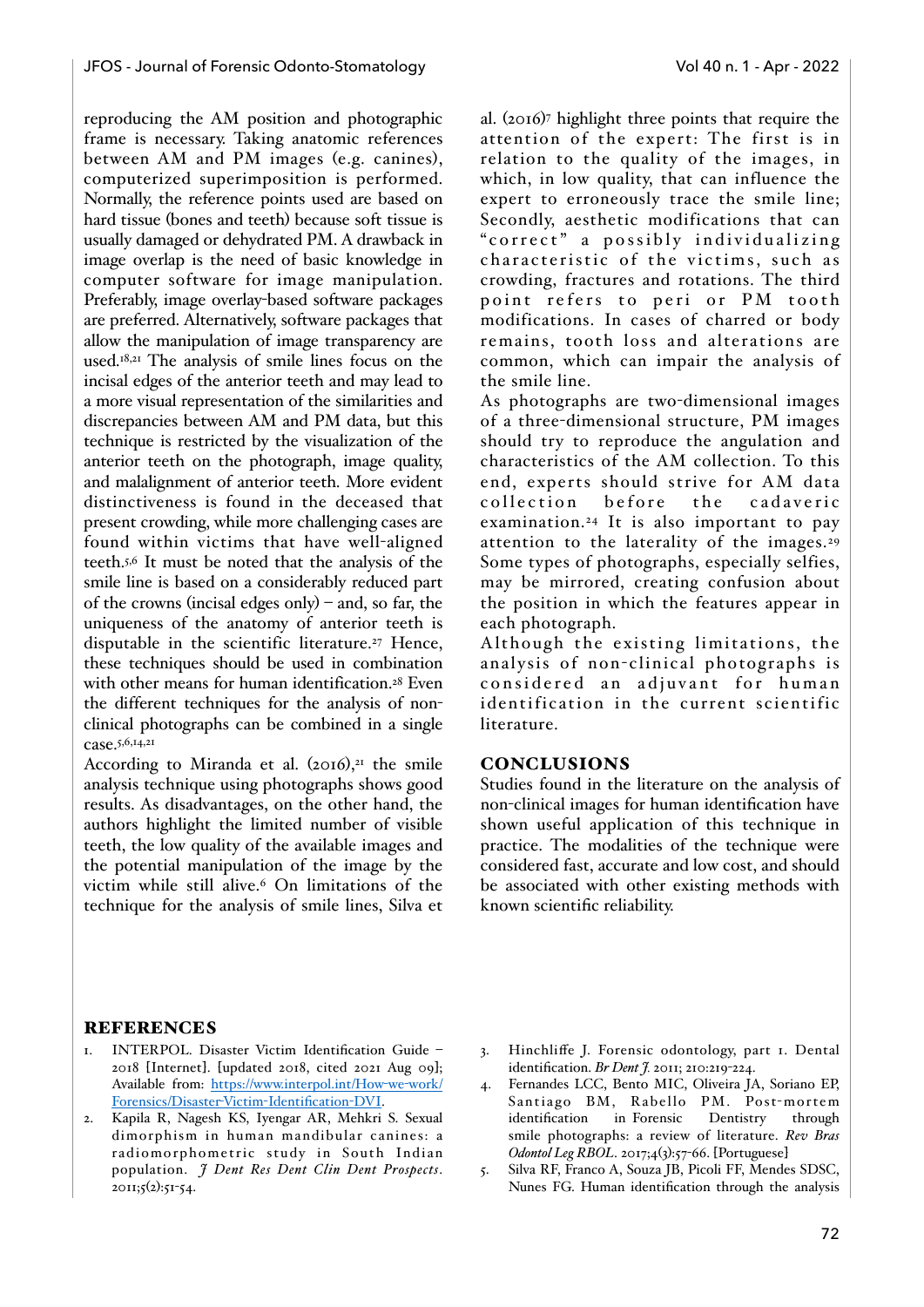reproducing the AM position and photographic frame is necessary. Taking anatomic references between AM and PM images (e.g. canines), computerized superimposition is performed. Normally, the reference points used are based on hard tissue (bones and teeth) because soft tissue is usually damaged or dehydrated PM. A drawback in image overlap is the need of basic knowledge in computer software for image manipulation. Preferably, image overlay-based software packages are preferred. Alternatively, software packages that allow the manipulation of image transparency are used.[18,21] The analysis of smile lines focus on the incisal edges of the anterior teeth and may lead to a more visual representation of the similarities and discrepancies between AM and PM data, but this technique is restricted by the visualization of the anterior teeth on the photograph, image quality, and malalignment of anterior teeth. More evident distinctiveness is found in the deceased that present crowding, while more challenging cases are found within victims that have well-aligned teeth.[5,6] It must be noted that the analysis of the smile line is based on a considerably reduced part of the crowns (incisal edges only) – and, so far, the uniqueness of the anatomy of anterior teeth is disputable in the scientific literature.[27] Hence, these techniques should be used in combination with other means for human identification.[28] Even the different techniques for the analysis of non-clinical photographs can be combined in a single case.[5,6,14,21]

According to Miranda et al. (2016),[21] the smile analysis technique using photographs shows good results. As disadvantages, on the other hand, the authors highlight the limited number of visible teeth, the low quality of the available images and the potential manipulation of the image by the victim while still alive.[6] On limitations of the technique for the analysis of smile lines, Silva et al. (2016)[7] highlight three points that require the attention of the expert: The first is in relation to the quality of the images, in which, in low quality, that can influence the expert to erroneously trace the smile line; Secondly, aesthetic modifications that can "correct" a possibly individualizing characteristic of the victims, such as crowding, fractures and rotations. The third point refers to peri or PM tooth modifications. In cases of charred or body remains, tooth loss and alterations are common, which can impair the analysis of the smile line.

As photographs are two-dimensional images of a three-dimensional structure, PM images should try to reproduce the angulation and characteristics of the AM collection. To this end, experts should strive for AM data collection before the cadaveric examination.[24] It is also important to pay attention to the laterality of the images.[29] Some types of photographs, especially selfies, may be mirrored, creating confusion about the position in which the features appear in each photograph.

Although the existing limitations, the analysis of non-clinical photographs is considered an adjuvant for human identification in the current scientific literature.

## CONCLUSIONS

Studies found in the literature on the analysis of non-clinical images for human identification have shown useful application of this technique in practice. The modalities of the technique were considered fast, accurate and low cost, and should be associated with other existing methods with known scientific reliability.

## REFERENCES

1. INTERPOL. Disaster Victim Identification Guide – 2018 [Internet]. [updated 2018, cited 2021 Aug 09]; Available from: https://www.interpol.int/How-we-work/Forensics/Disaster-Victim-Identification-DVI.
2. Kapila R, Nagesh KS, Iyengar AR, Mehkri S. Sexual dimorphism in human mandibular canines: a radiomorphometric study in South Indian population. *J Dent Res Dent Clin Dent Prospects*. 2011;5(2):51-54.
3. Hinchliffe J. Forensic odontology, part 1. Dental identification. *Br Dent J*. 2011; 210:219-224.
4. Fernandes LCC, Bento MIC, Oliveira JA, Soriano EP, Santiago BM, Rabello PM. Post-mortem identification in Forensic Dentistry through smile photographs: a review of literature. *Rev Bras Odontol Leg RBOL*. 2017;4(3):57-66. [Portuguese]
5. Silva RF, Franco A, Souza JB, Picoli FF, Mendes SDSC, Nunes FG. Human identification through the analysis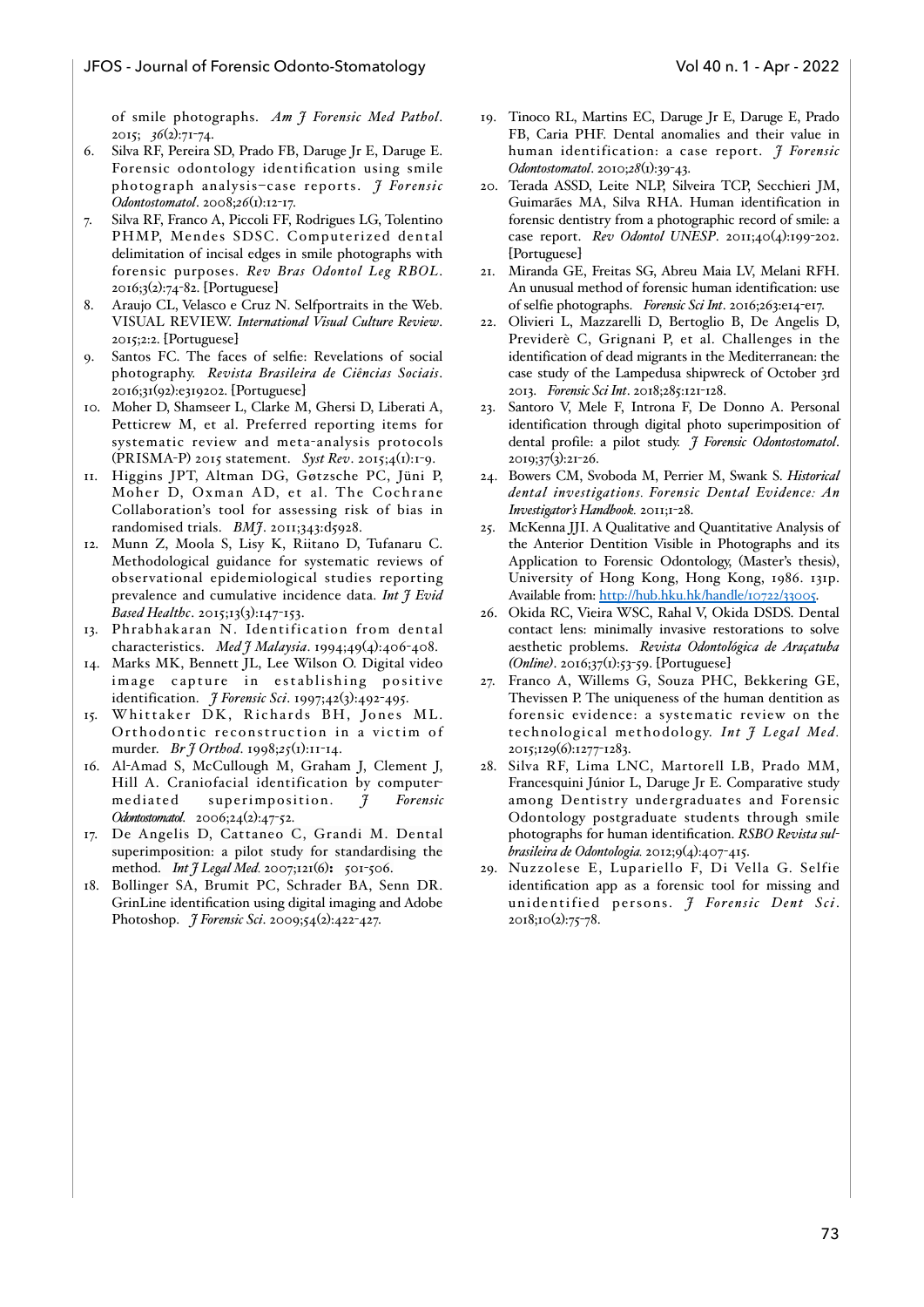of smile photographs. *Am J Forensic Med Pathol*. 2015; *36*(2):71-74.

6. Silva RF, Pereira SD, Prado FB, Daruge Jr E, Daruge E. Forensic odontology identification using smile photograph analysis–case reports. *J Forensic Odontostomatol*. 2008;*26*(1):12-17.
7. Silva RF, Franco A, Piccoli FF, Rodrigues LG, Tolentino PHMP, Mendes SDSC. Computerized dental delimitation of incisal edges in smile photographs with forensic purposes. *Rev Bras Odontol Leg RBOL*. 2016;3(2):74-82. [Portuguese]
8. Araujo CL, Velasco e Cruz N. Selfportraits in the Web. VISUAL REVIEW. *International Visual Culture Review*. 2015;2:2. [Portuguese]
9. Santos FC. The faces of selfie: Revelations of social photography. *Revista Brasileira de Ciências Sociais*. 2016;31(92):e319202. [Portuguese]
10. Moher D, Shamseer L, Clarke M, Ghersi D, Liberati A, Petticrew M, et al. Preferred reporting items for systematic review and meta-analysis protocols (PRISMA-P) 2015 statement. *Syst Rev*. 2015;4(1):1-9.
11. Higgins JPT, Altman DG, Gøtzsche PC, Jüni P, Moher D, Oxman AD, et al. The Cochrane Collaboration's tool for assessing risk of bias in randomised trials. *BMJ*. 2011;343:d5928.
12. Munn Z, Moola S, Lisy K, Riitano D, Tufanaru C. Methodological guidance for systematic reviews of observational epidemiological studies reporting prevalence and cumulative incidence data. *Int J Evid Based Healthc*. 2015;13(3):147-153.
13. Phrabhakaran N. Identification from dental characteristics. *Med J Malaysia*. 1994;49(4):406-408.
14. Marks MK, Bennett JL, Lee Wilson O. Digital video image capture in establishing positive identification. *J Forensic Sci*. 1997;42(3):492-495.
15. Whittaker DK, Richards BH, Jones ML. Orthodontic reconstruction in a victim of murder. *Br J Orthod*. 1998;*25*(1):11-14.
16. Al-Amad S, McCullough M, Graham J, Clement J, Hill A. Craniofacial identification by computer-mediated superimposition. *J Forensic Odontostomatol*. 2006;24(2):47-52.
17. De Angelis D, Cattaneo C, Grandi M. Dental superimposition: a pilot study for standardising the method. *Int J Legal Med*. 2007;121(6): 501-506.
18. Bollinger SA, Brumit PC, Schrader BA, Senn DR. GrinLine identification using digital imaging and Adobe Photoshop. *J Forensic Sci*. 2009;54(2):422-427.
19. Tinoco RL, Martins EC, Daruge Jr E, Daruge E, Prado FB, Caria PHF. Dental anomalies and their value in human identification: a case report. *J Forensic Odontostomatol*. 2010;*28*(1):39-43.
20. Terada ASSD, Leite NLP, Silveira TCP, Secchieri JM, Guimarães MA, Silva RHA. Human identification in forensic dentistry from a photographic record of smile: a case report. *Rev Odontol UNESP*. 2011;40(4):199-202. [Portuguese]
21. Miranda GE, Freitas SG, Abreu Maia LV, Melani RFH. An unusual method of forensic human identification: use of selfie photographs. *Forensic Sci Int*. 2016;263:e14-e17.
22. Olivieri L, Mazzarelli D, Bertoglio B, De Angelis D, Previderè C, Grignani P, et al. Challenges in the identification of dead migrants in the Mediterranean: the case study of the Lampedusa shipwreck of October 3rd 2013. *Forensic Sci Int*. 2018;285:121-128.
23. Santoro V, Mele F, Introna F, De Donno A. Personal identification through digital photo superimposition of dental profile: a pilot study. *J Forensic Odontostomatol*. 2019;37(3):21-26.
24. Bowers CM, Svoboda M, Perrier M, Swank S. *Historical dental investigations. Forensic Dental Evidence: An Investigator's Handbook.* 2011;1-28.
25. McKenna JJI. A Qualitative and Quantitative Analysis of the Anterior Dentition Visible in Photographs and its Application to Forensic Odontology, (Master's thesis), University of Hong Kong, Hong Kong, 1986. 131p. Available from: http://hub.hku.hk/handle/10722/33005.
26. Okida RC, Vieira WSC, Rahal V, Okida DSDS. Dental contact lens: minimally invasive restorations to solve aesthetic problems. *Revista Odontológica de Araçatuba (Online)*. 2016;37(1):53-59. [Portuguese]
27. Franco A, Willems G, Souza PHC, Bekkering GE, Thevissen P. The uniqueness of the human dentition as forensic evidence: a systematic review on the technological methodology. *Int J Legal Med.* 2015;129(6):1277-1283.
28. Silva RF, Lima LNC, Martorell LB, Prado MM, Francesquini Júnior L, Daruge Jr E. Comparative study among Dentistry undergraduates and Forensic Odontology postgraduate students through smile photographs for human identification. *RSBO Revista sul-brasileira de Odontologia.* 2012;9(4):407-415.
29. Nuzzolese E, Lupariello F, Di Vella G. Selfie identification app as a forensic tool for missing and unidentified persons. *J Forensic Dent Sci*. 2018;10(2):75-78.